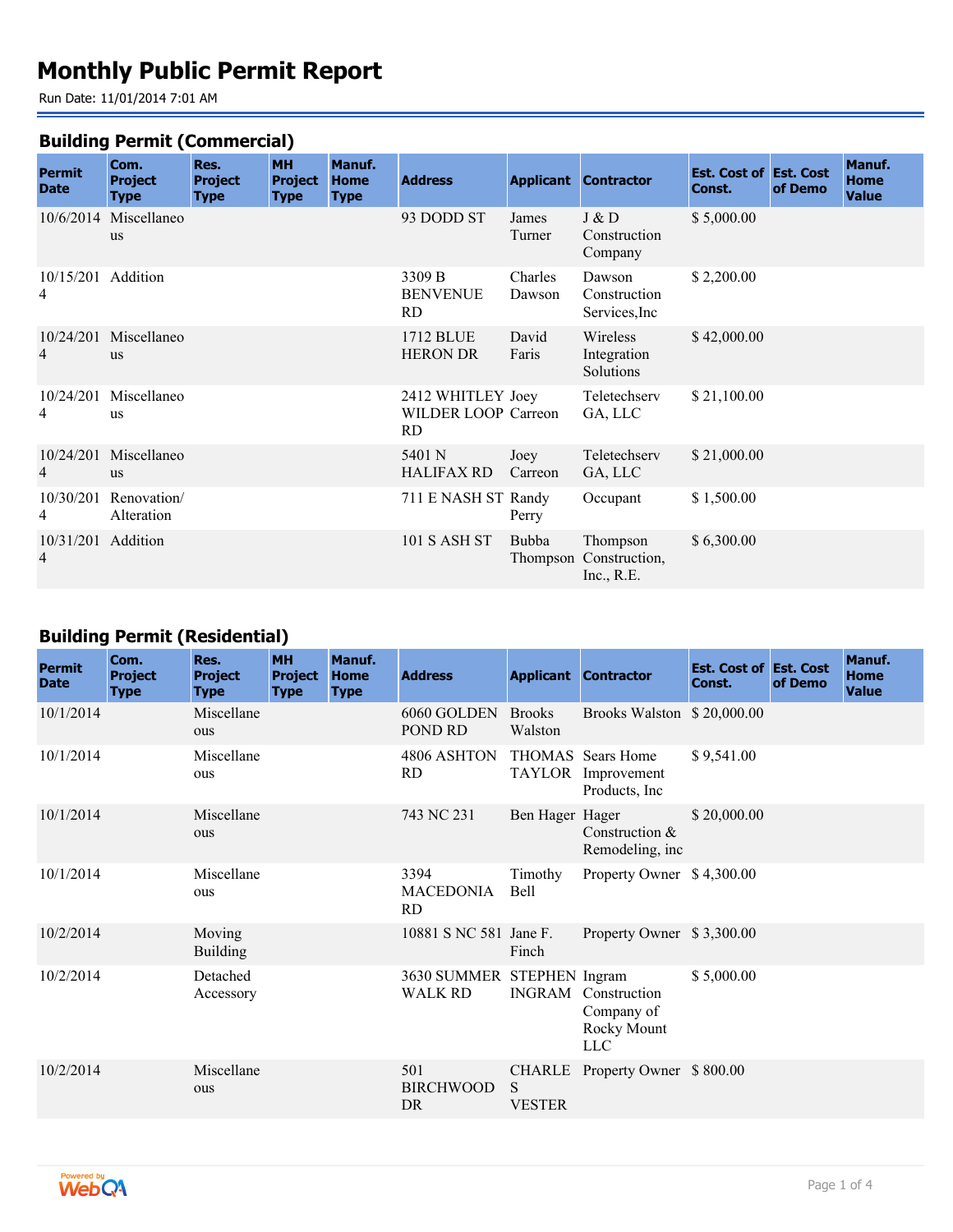# Monthly Public Permit Report

Run Date: 11/01/2014 7:01 AM

## Building Permit (Commercial)

| Permit Date | Com. Project Type | Res. Project Type | MH Project Type | Manuf. Home Type | Address | Applicant | Contractor | Est. Cost of Const. | Est. Cost of Demo | Manuf. Home Value |
|---|---|---|---|---|---|---|---|---|---|---|
| 10/6/2014 | Miscellaneous | | | | 93 DODD ST | James Turner | J & D Construction Company | $ 5,000.00 | | |
| 10/15/2014 | Addition | | | | 3309 B BENVENUE RD | Charles Dawson | Dawson Construction Services,Inc | $ 2,200.00 | | |
| 10/24/2014 | Miscellaneous | | | | 1712 BLUE HERON DR | David Faris | Wireless Integration Solutions | $ 42,000.00 | | |
| 10/24/2014 | Miscellaneous | | | | 2412 WHITLEY WILDER LOOP RD | Joey Carreon | Teletechserv GA, LLC | $ 21,100.00 | | |
| 10/24/2014 | Miscellaneous | | | | 5401 N HALIFAX RD | Joey Carreon | Teletechserv GA, LLC | $ 21,000.00 | | |
| 10/30/2014 | Renovation/ Alteration | | | | 711 E NASH ST | Randy Perry | Occupant | $ 1,500.00 | | |
| 10/31/2014 | Addition | | | | 101 S ASH ST | Bubba Thompson | Thompson Construction, Inc., R.E. | $ 6,300.00 | | |

## Building Permit (Residential)

| Permit Date | Com. Project Type | Res. Project Type | MH Project Type | Manuf. Home Type | Address | Applicant | Contractor | Est. Cost of Const. | Est. Cost of Demo | Manuf. Home Value |
|---|---|---|---|---|---|---|---|---|---|---|
| 10/1/2014 | | Miscellaneous | | | 6060 GOLDEN POND RD | Brooks Walston | Brooks Walston | $ 20,000.00 | | |
| 10/1/2014 | | Miscellaneous | | | 4806 ASHTON RD | THOMAS TAYLOR | Sears Home Improvement Products, Inc | $ 9,541.00 | | |
| 10/1/2014 | | Miscellaneous | | | 743 NC 231 | Ben Hager | Hager Construction & Remodeling, inc | $ 20,000.00 | | |
| 10/1/2014 | | Miscellaneous | | | 3394 MACEDONIA RD | Timothy Bell | Property Owner | $ 4,300.00 | | |
| 10/2/2014 | | Moving Building | | | 10881 S NC 581 | Jane F. Finch | Property Owner | $ 3,300.00 | | |
| 10/2/2014 | | Detached Accessory | | | 3630 SUMMER WALK RD | STEPHEN INGRAM | Ingram Construction Company of Rocky Mount LLC | $ 5,000.00 | | |
| 10/2/2014 | | Miscellaneous | | | 501 BIRCHWOOD DR | CHARLES VESTER | Property Owner | $ 800.00 | | |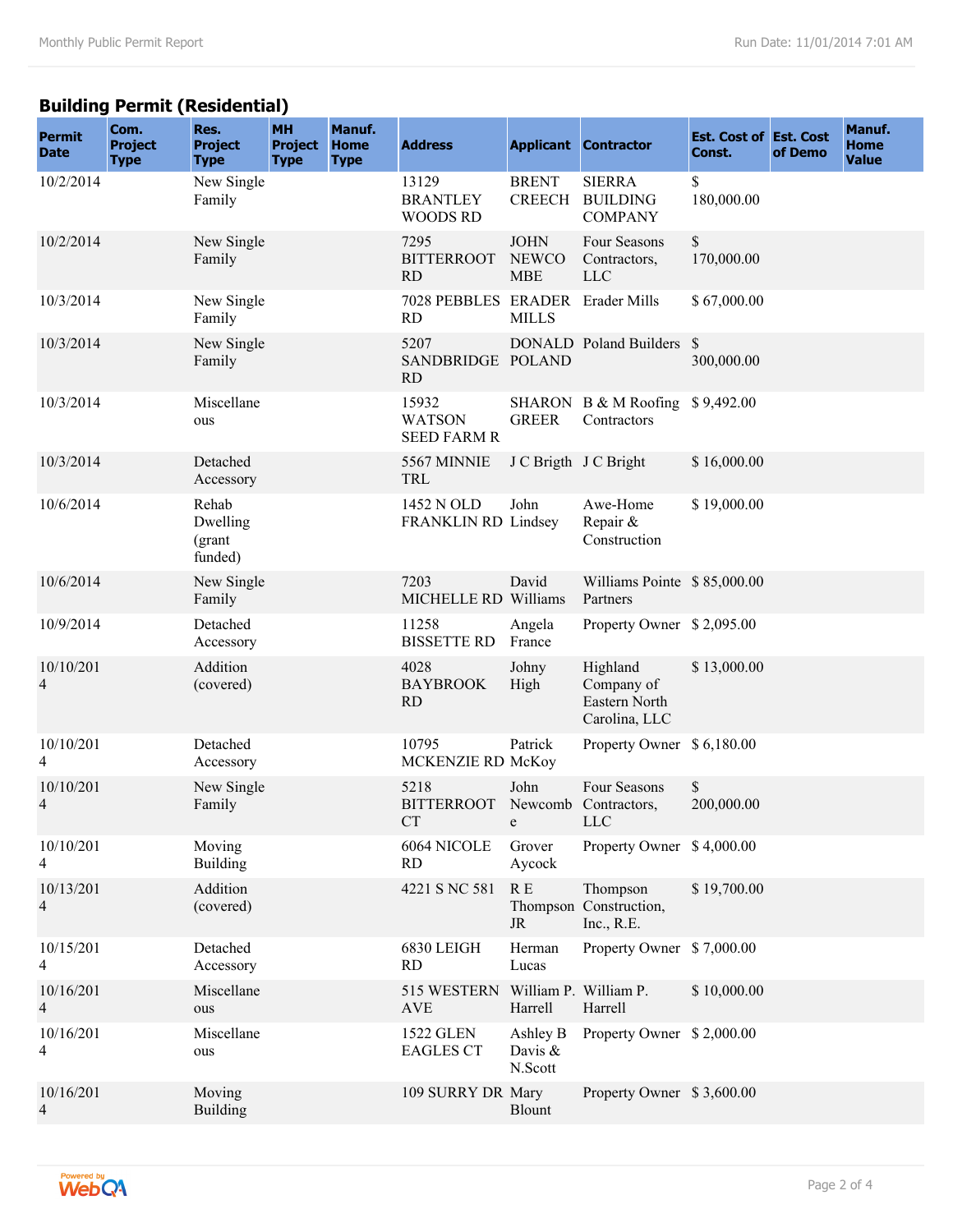## Building Permit (Residential)

| Permit Date | Com. Project Type | Res. Project Type | MH Project Type | Manuf. Home Type | Address | Applicant | Contractor | Est. Cost of Const. | Est. Cost of Demo | Manuf. Home Value |
|---|---|---|---|---|---|---|---|---|---|---|
| 10/2/2014 | | New Single Family | | | 13129 BRANTLEY WOODS RD | BRENT CREECH | SIERRA BUILDING COMPANY | $ 180,000.00 | | |
| 10/2/2014 | | New Single Family | | | 7295 BITTERROOT RD | JOHN NEWCOMBE | Four Seasons Contractors, LLC | $ 170,000.00 | | |
| 10/3/2014 | | New Single Family | | | 7028 PEBBLES RD | ERADER MILLS | Erader Mills | $ 67,000.00 | | |
| 10/3/2014 | | New Single Family | | | 5207 SANDBRIDGE RD | DONALD POLAND | Poland Builders | $ 300,000.00 | | |
| 10/3/2014 | | Miscellaneous | | | 15932 WATSON SEED FARM R | SHARON GREER | B & M Roofing Contractors | $ 9,492.00 | | |
| 10/3/2014 | | Detached Accessory | | | 5567 MINNIE TRL | J C Brigth | J C Bright | $ 16,000.00 | | |
| 10/6/2014 | | Rehab Dwelling (grant funded) | | | 1452 N OLD FRANKLIN RD | John Lindsey | Awe-Home Repair & Construction | $ 19,000.00 | | |
| 10/6/2014 | | New Single Family | | | 7203 MICHELLE RD | David Williams | Williams Pointe Partners | $ 85,000.00 | | |
| 10/9/2014 | | Detached Accessory | | | 11258 BISSETTE RD | Angela France | Property Owner | $ 2,095.00 | | |
| 10/10/2014 | | Addition (covered) | | | 4028 BAYBROOK RD | Johny High | Highland Company of Eastern North Carolina, LLC | $ 13,000.00 | | |
| 10/10/2014 | | Detached Accessory | | | 10795 MCKENZIE RD | Patrick McKoy | Property Owner | $ 6,180.00 | | |
| 10/10/2014 | | New Single Family | | | 5218 BITTERROOT CT | John Newcombe | Four Seasons Contractors, LLC | $ 200,000.00 | | |
| 10/10/2014 | | Moving Building | | | 6064 NICOLE RD | Grover Aycock | Property Owner | $ 4,000.00 | | |
| 10/13/2014 | | Addition (covered) | | | 4221 S NC 581 | R E Thompson JR | Thompson Construction, Inc., R.E. | $ 19,700.00 | | |
| 10/15/2014 | | Detached Accessory | | | 6830 LEIGH RD | Herman Lucas | Property Owner | $ 7,000.00 | | |
| 10/16/2014 | | Miscellaneous | | | 515 WESTERN AVE | William P. Harrell | William P. Harrell | $ 10,000.00 | | |
| 10/16/2014 | | Miscellaneous | | | 1522 GLEN EAGLES CT | Ashley B Davis & N.Scott | Property Owner | $ 2,000.00 | | |
| 10/16/2014 | | Moving Building | | | 109 SURRY DR | Mary Blount | Property Owner | $ 3,600.00 | | |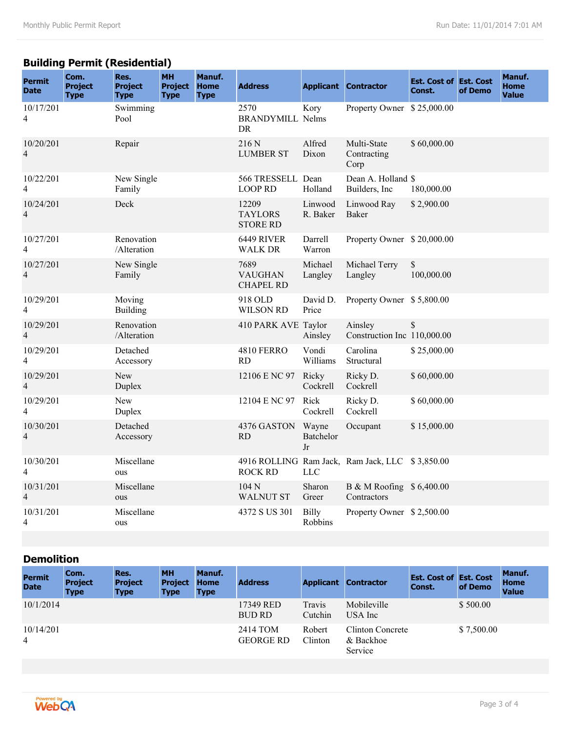## Building Permit (Residential)

| Permit Date | Com. Project Type | Res. Project Type | MH Project Type | Manuf. Home Type | Address | Applicant | Contractor | Est. Cost of Const. | Est. Cost of Demo | Manuf. Home Value |
|---|---|---|---|---|---|---|---|---|---|---|
| 10/17/2014 | | Swimming Pool | | | 2570 BRANDYMILL DR | Kory Nelms | Property Owner | $ 25,000.00 | | |
| 10/20/2014 | | Repair | | | 216 N LUMBER ST | Alfred Dixon | Multi-State Contracting Corp | $ 60,000.00 | | |
| 10/22/2014 | | New Single Family | | | 566 TRESSELL LOOP RD | Dean Holland | Dean A. Holland Builders, Inc | $ 180,000.00 | | |
| 10/24/2014 | | Deck | | | 12209 TAYLORS STORE RD | Linwood R. Baker | Linwood Ray Baker | $ 2,900.00 | | |
| 10/27/2014 | | Renovation /Alteration | | | 6449 RIVER WALK DR | Darrell Warron | Property Owner | $ 20,000.00 | | |
| 10/27/2014 | | New Single Family | | | 7689 VAUGHAN CHAPEL RD | Michael Langley | Michael Terry Langley | $ 100,000.00 | | |
| 10/29/2014 | | Moving Building | | | 918 OLD WILSON RD | David D. Price | Property Owner | $ 5,800.00 | | |
| 10/29/2014 | | Renovation /Alteration | | | 410 PARK AVE | Taylor Ainsley | Ainsley Construction Inc | $ 110,000.00 | | |
| 10/29/2014 | | Detached Accessory | | | 4810 FERRO RD | Vondi Williams | Carolina Structural | $ 25,000.00 | | |
| 10/29/2014 | | New Duplex | | | 12106 E NC 97 | Ricky Cockrell | Ricky D. Cockrell | $ 60,000.00 | | |
| 10/29/2014 | | New Duplex | | | 12104 E NC 97 | Rick Cockrell | Ricky D. Cockrell | $ 60,000.00 | | |
| 10/30/2014 | | Detached Accessory | | | 4376 GASTON RD | Wayne Batchelor Jr | Occupant | $ 15,000.00 | | |
| 10/30/2014 | | Miscellaneous | | | 4916 ROLLING ROCK RD | Ram Jack, LLC | Ram Jack, LLC | $ 3,850.00 | | |
| 10/31/2014 | | Miscellaneous | | | 104 N WALNUT ST | Sharon Greer | B & M Roofing Contractors | $ 6,400.00 | | |
| 10/31/2014 | | Miscellaneous | | | 4372 S US 301 | Billy Robbins | Property Owner | $ 2,500.00 | | |

## Demolition

| Permit Date | Com. Project Type | Res. Project Type | MH Project Type | Manuf. Home Type | Address | Applicant | Contractor | Est. Cost of Const. | Est. Cost of Demo | Manuf. Home Value |
|---|---|---|---|---|---|---|---|---|---|---|
| 10/1/2014 | | | | | 17349 RED BUD RD | Travis Cutchin | Mobileville USA Inc | | $ 500.00 | |
| 10/14/2014 | | | | | 2414 TOM GEORGE RD | Robert Clinton | Clinton Concrete & Backhoe Service | | $ 7,500.00 | |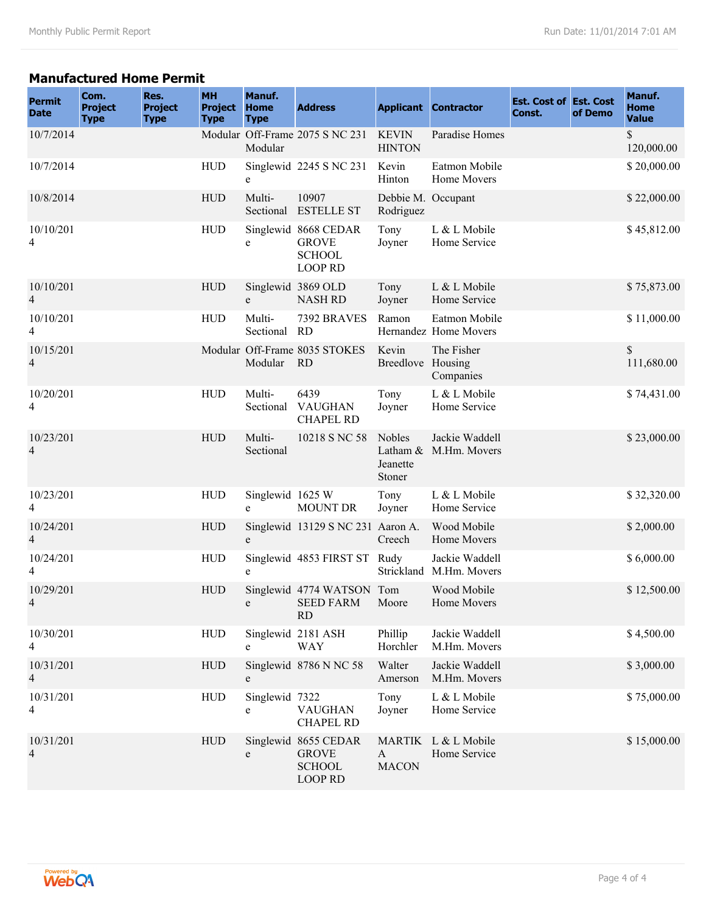## Manufactured Home Permit

| Permit Date | Com. Project Type | Res. Project Type | MH Project Type | Manuf. Home Type | Address | Applicant | Contractor | Est. Cost of Const. | Est. Cost of Demo | Manuf. Home Value |
|---|---|---|---|---|---|---|---|---|---|---|
| 10/7/2014 | | | Modular | Off-Frame Modular | 2075 S NC 231 | KEVIN HINTON | Paradise Homes | | | $ 120,000.00 |
| 10/7/2014 | | | HUD | Singlewide | 2245 S NC 231 | Kevin Hinton | Eatmon Mobile Home Movers | | | $ 20,000.00 |
| 10/8/2014 | | | HUD | Multi-Sectional | 10907 ESTELLE ST | Debbie M. Rodriguez | Occupant | | | $ 22,000.00 |
| 10/10/2014 | | | HUD | Singlewide | 8668 CEDAR GROVE SCHOOL LOOP RD | Tony Joyner | L & L Mobile Home Service | | | $ 45,812.00 |
| 10/10/2014 | | | HUD | Singlewide | 3869 OLD NASH RD | Tony Joyner | L & L Mobile Home Service | | | $ 75,873.00 |
| 10/10/2014 | | | HUD | Multi-Sectional | 7392 BRAVES RD | Ramon Hernandez | Eatmon Mobile Home Movers | | | $ 11,000.00 |
| 10/15/2014 | | | Modular | Off-Frame Modular | 8035 STOKES RD | Kevin Breedlove | The Fisher Housing Companies | | | $ 111,680.00 |
| 10/20/2014 | | | HUD | Multi-Sectional | 6439 VAUGHAN CHAPEL RD | Tony Joyner | L & L Mobile Home Service | | | $ 74,431.00 |
| 10/23/2014 | | | HUD | Multi-Sectional | 10218 S NC 58 | Nobles Latham & Jeanette Stoner | Jackie Waddell M.Hm. Movers | | | $ 23,000.00 |
| 10/23/2014 | | | HUD | Singlewide | 1625 W MOUNT DR | Tony Joyner | L & L Mobile Home Service | | | $ 32,320.00 |
| 10/24/2014 | | | HUD | Singlewide | 13129 S NC 231 | Aaron A. Creech | Wood Mobile Home Movers | | | $ 2,000.00 |
| 10/24/2014 | | | HUD | Singlewide | 4853 FIRST ST | Rudy Strickland | Jackie Waddell M.Hm. Movers | | | $ 6,000.00 |
| 10/29/2014 | | | HUD | Singlewide | 4774 WATSON SEED FARM RD | Tom Moore | Wood Mobile Home Movers | | | $ 12,500.00 |
| 10/30/2014 | | | HUD | Singlewide | 2181 ASH WAY | Phillip Horchler | Jackie Waddell M.Hm. Movers | | | $ 4,500.00 |
| 10/31/2014 | | | HUD | Singlewide | 8786 N NC 58 | Walter Amerson | Jackie Waddell M.Hm. Movers | | | $ 3,000.00 |
| 10/31/2014 | | | HUD | Singlewide | 7322 VAUGHAN CHAPEL RD | Tony Joyner | L & L Mobile Home Service | | | $ 75,000.00 |
| 10/31/2014 | | | HUD | Singlewide | 8655 CEDAR GROVE SCHOOL LOOP RD | MARTIKA MACON | L & L Mobile Home Service | | | $ 15,000.00 |